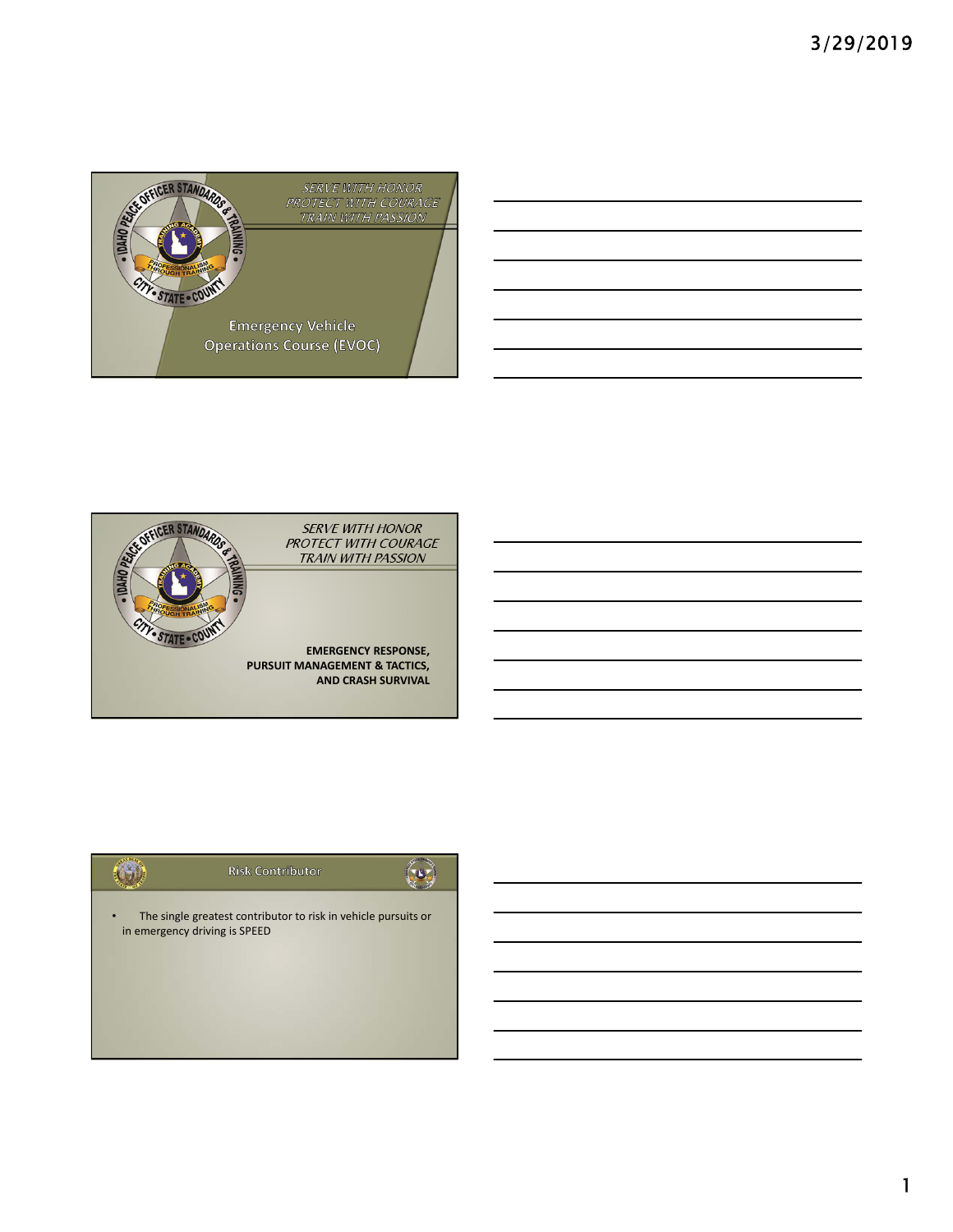SERVE WITH HONOR
PROTECT WITH COURAGE
TRAIN WITH PASSION

IDAHO PEACE OFFICER STANDARDS & TRAINING

TRAINING ACADEMY

PROFESSIONALISM THROUGH TRAINING

CITY • STATE • COUNTY

Emergency Vehicle Operations Course (EVOC)

---

SERVE WITH HONOR
PROTECT WITH COURAGE
TRAIN WITH PASSION

IDAHO PEACE OFFICER STANDARDS & TRAINING

TRAINING ACADEMY

PROFESSIONALISM THROUGH TRAINING

CITY • STATE • COUNTY

**EMERGENCY RESPONSE, PURSUIT MANAGEMENT & TACTICS, AND CRASH SURVIVAL**

---

## Risk Contributor

- The single greatest contributor to risk in vehicle pursuits or in emergency driving is SPEED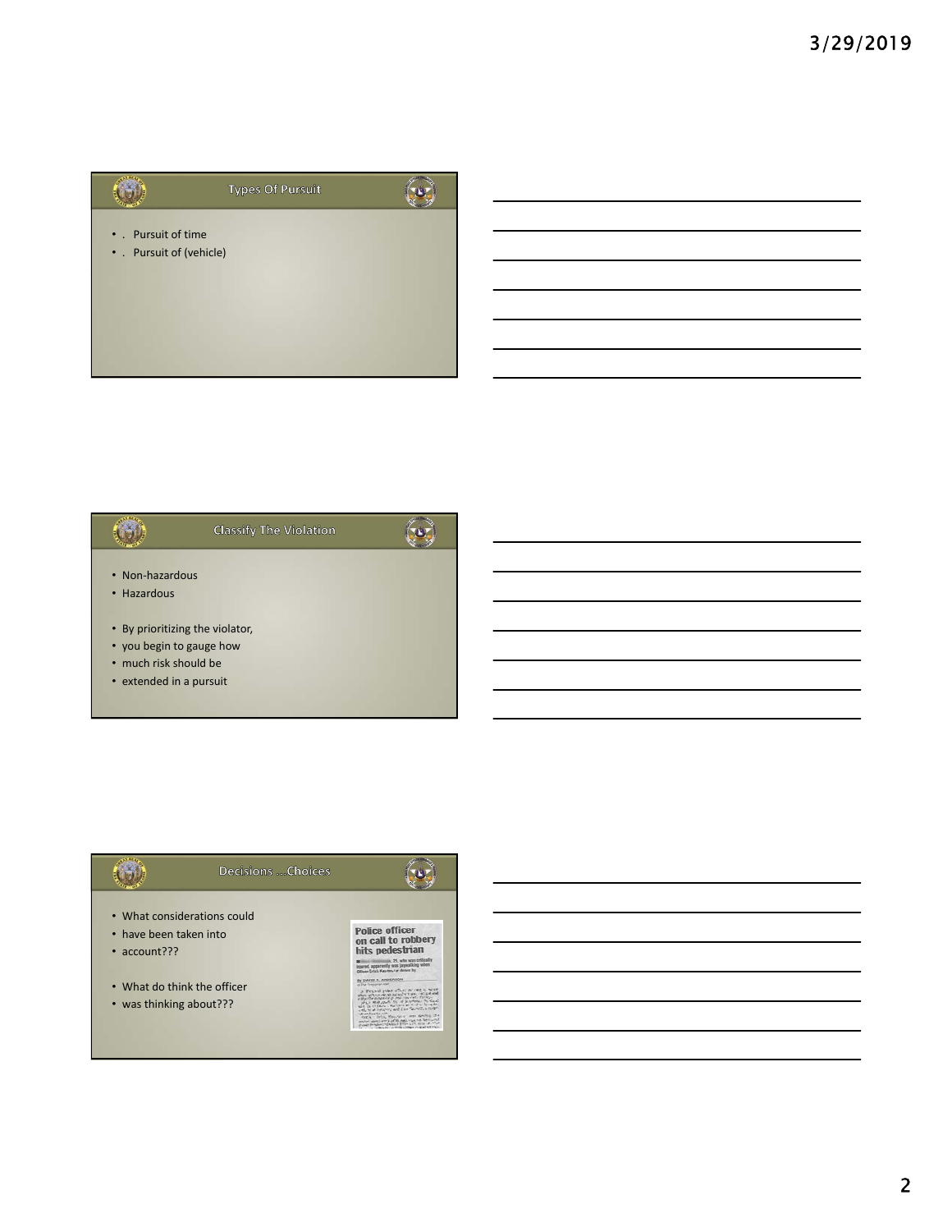## Types Of Pursuit

- . Pursuit of time
- . Pursuit of (vehicle)

## Classify The Violation

- Non-hazardous
- Hazardous
- By prioritizing the violator,
- you begin to gauge how
- much risk should be
- extended in a pursuit

## Decisions …Choices

- What considerations could
- have been taken into
- account???
- What do think the officer
- was thinking about???

Police officer on call to robbery hits pedestrian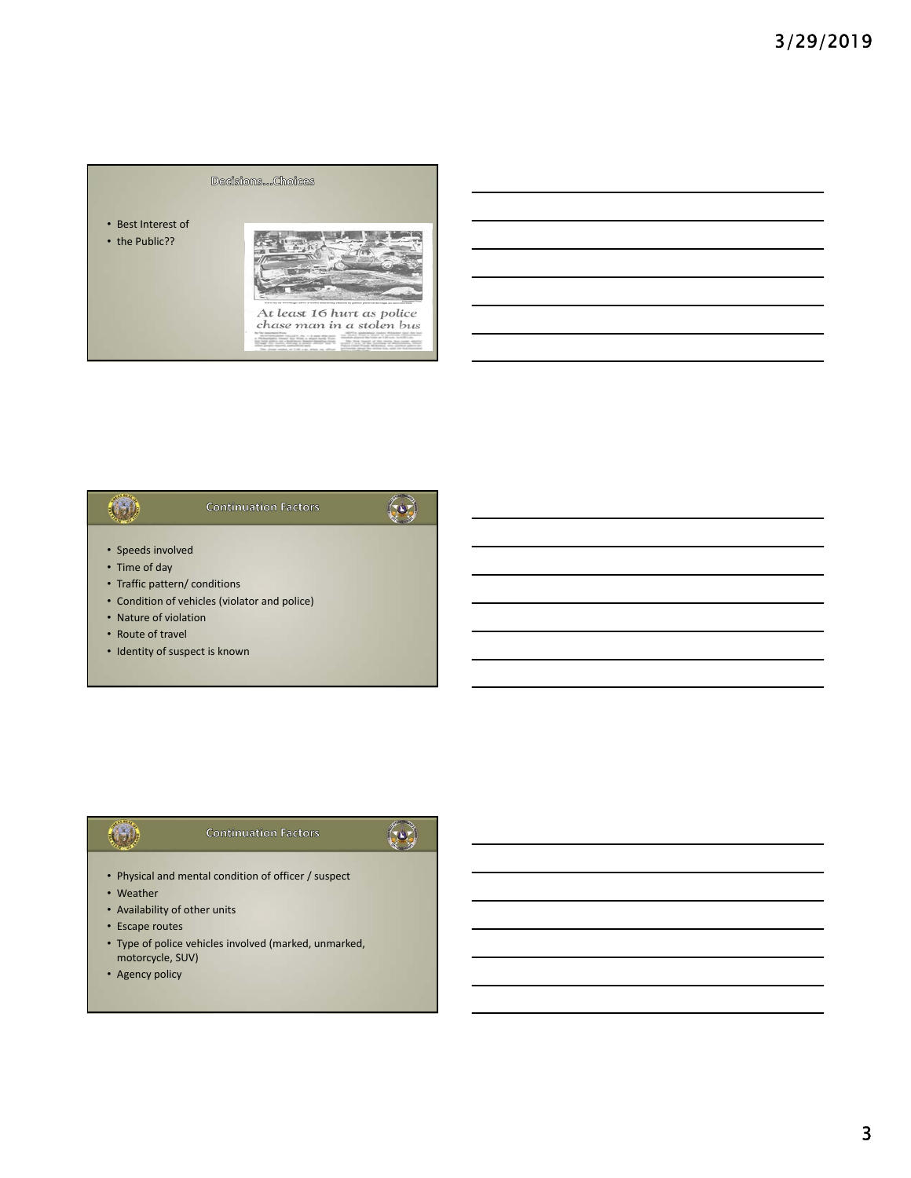## Decisions...Choices

- Best Interest of
- the Public??

At least 16 hurt as police chase man in a stolen bus

## Continuation Factors

- Speeds involved
- Time of day
- Traffic pattern/ conditions
- Condition of vehicles (violator and police)
- Nature of violation
- Route of travel
- Identity of suspect is known

## Continuation Factors

- Physical and mental condition of officer / suspect
- Weather
- Availability of other units
- Escape routes
- Type of police vehicles involved (marked, unmarked, motorcycle, SUV)
- Agency policy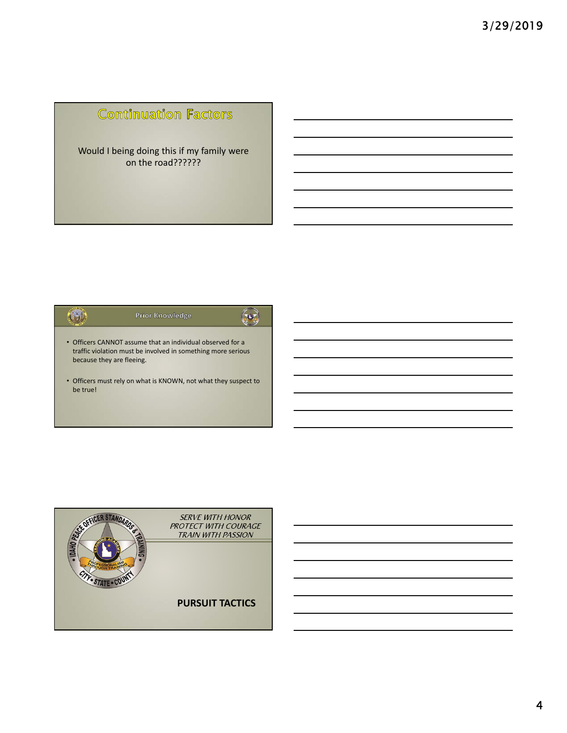## Continuation Factors

Would I being doing this if my family were on the road??????

## Prior Knowledge

- Officers CANNOT assume that an individual observed for a traffic violation must be involved in something more serious because they are fleeing.
- Officers must rely on what is KNOWN, not what they suspect to be true!

*SERVE WITH HONOR*
*PROTECT WITH COURAGE*
*TRAIN WITH PASSION*

**PURSUIT TACTICS**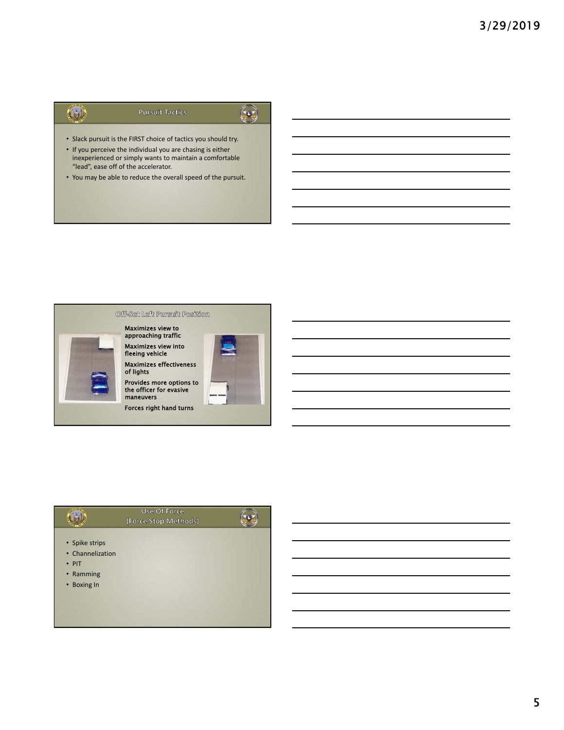## Pursuit Tactics

- Slack pursuit is the FIRST choice of tactics you should try.
- If you perceive the individual you are chasing is either inexperienced or simply wants to maintain a comfortable "lead", ease off of the accelerator.
- You may be able to reduce the overall speed of the pursuit.

## Off-Set Left Pursuit Position

**Maximizes view to approaching traffic**

**Maximizes view into fleeing vehicle**

**Maximizes effectiveness of lights**

**Provides more options to the officer for evasive maneuvers**

**Forces right hand turns**

## Use Of Force (Force Stop Methods)

- Spike strips
- Channelization
- PIT
- Ramming
- Boxing In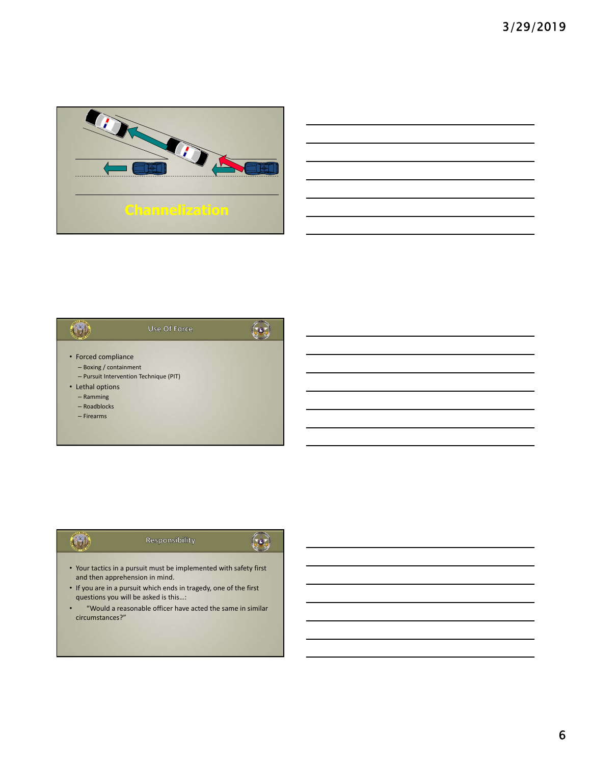## Channelization

## Use Of Force

- Forced compliance
  - Boxing / containment
  - Pursuit Intervention Technique (PIT)
- Lethal options
  - Ramming
  - Roadblocks
  - Firearms

## Responsibility

- Your tactics in a pursuit must be implemented with safety first and then apprehension in mind.
- If you are in a pursuit which ends in tragedy, one of the first questions you will be asked is this…:
- "Would a reasonable officer have acted the same in similar circumstances?"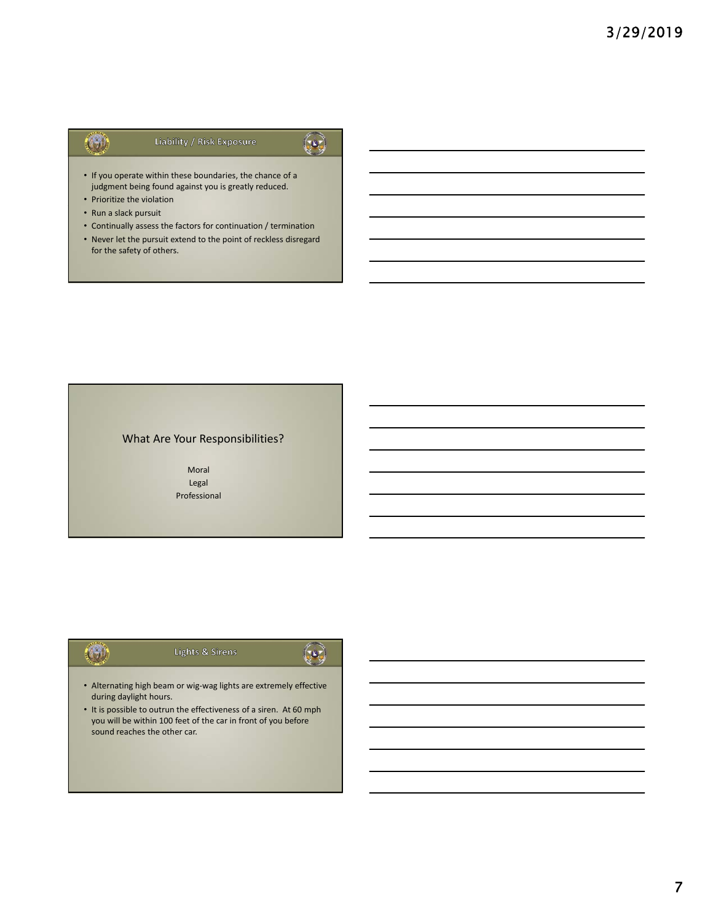## Liability / Risk Exposure

- If you operate within these boundaries, the chance of a judgment being found against you is greatly reduced.
- Prioritize the violation
- Run a slack pursuit
- Continually assess the factors for continuation / termination
- Never let the pursuit extend to the point of reckless disregard for the safety of others.

## What Are Your Responsibilities?

Moral
Legal
Professional

## Lights & Sirens

- Alternating high beam or wig-wag lights are extremely effective during daylight hours.
- It is possible to outrun the effectiveness of a siren. At 60 mph you will be within 100 feet of the car in front of you before sound reaches the other car.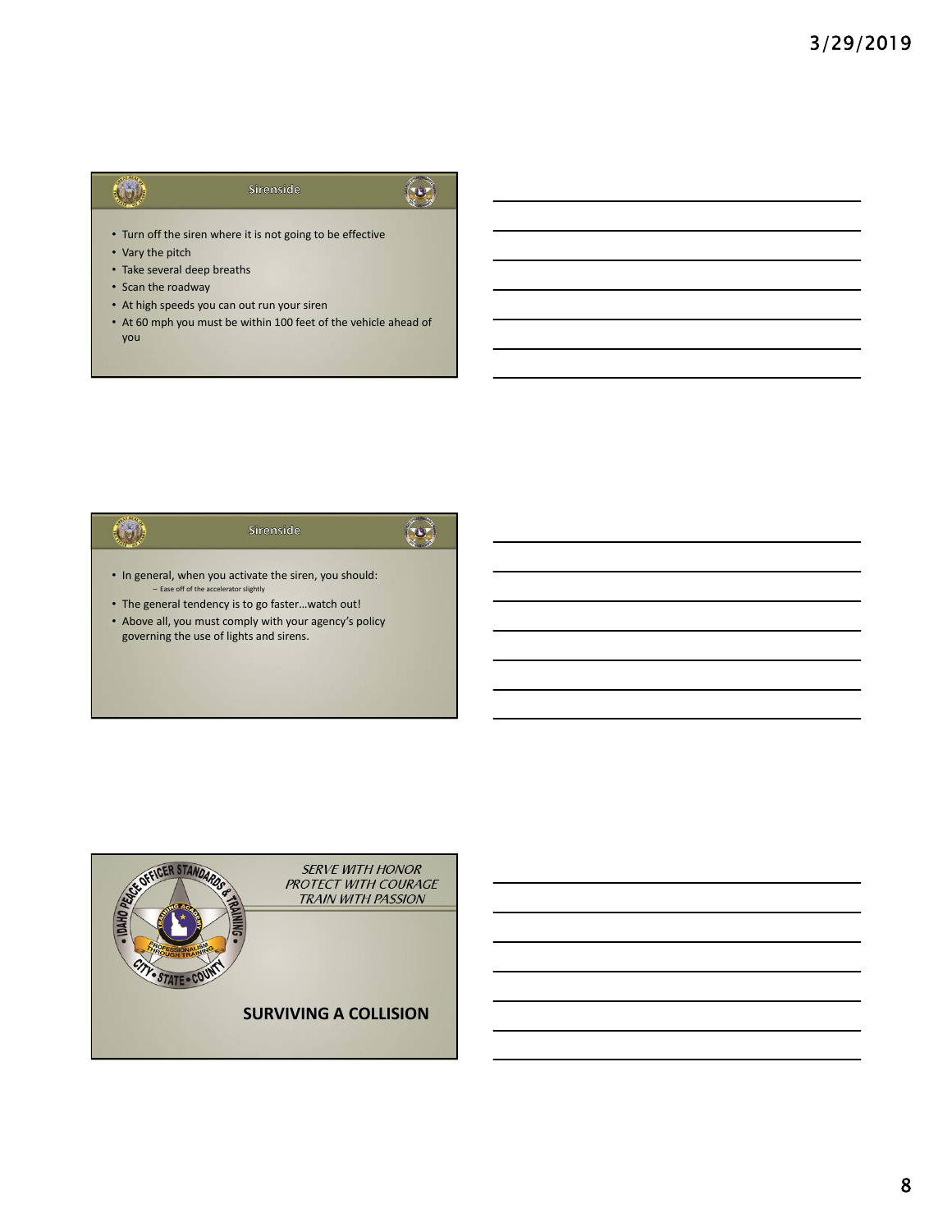## Sirenside

- Turn off the siren where it is not going to be effective
- Vary the pitch
- Take several deep breaths
- Scan the roadway
- At high speeds you can out run your siren
- At 60 mph you must be within 100 feet of the vehicle ahead of you

## Sirenside

- In general, when you activate the siren, you should:
  - Ease off of the accelerator slightly
- The general tendency is to go faster…watch out!
- Above all, you must comply with your agency's policy governing the use of lights and sirens.

*SERVE WITH HONOR*
*PROTECT WITH COURAGE*
*TRAIN WITH PASSION*

**SURVIVING A COLLISION**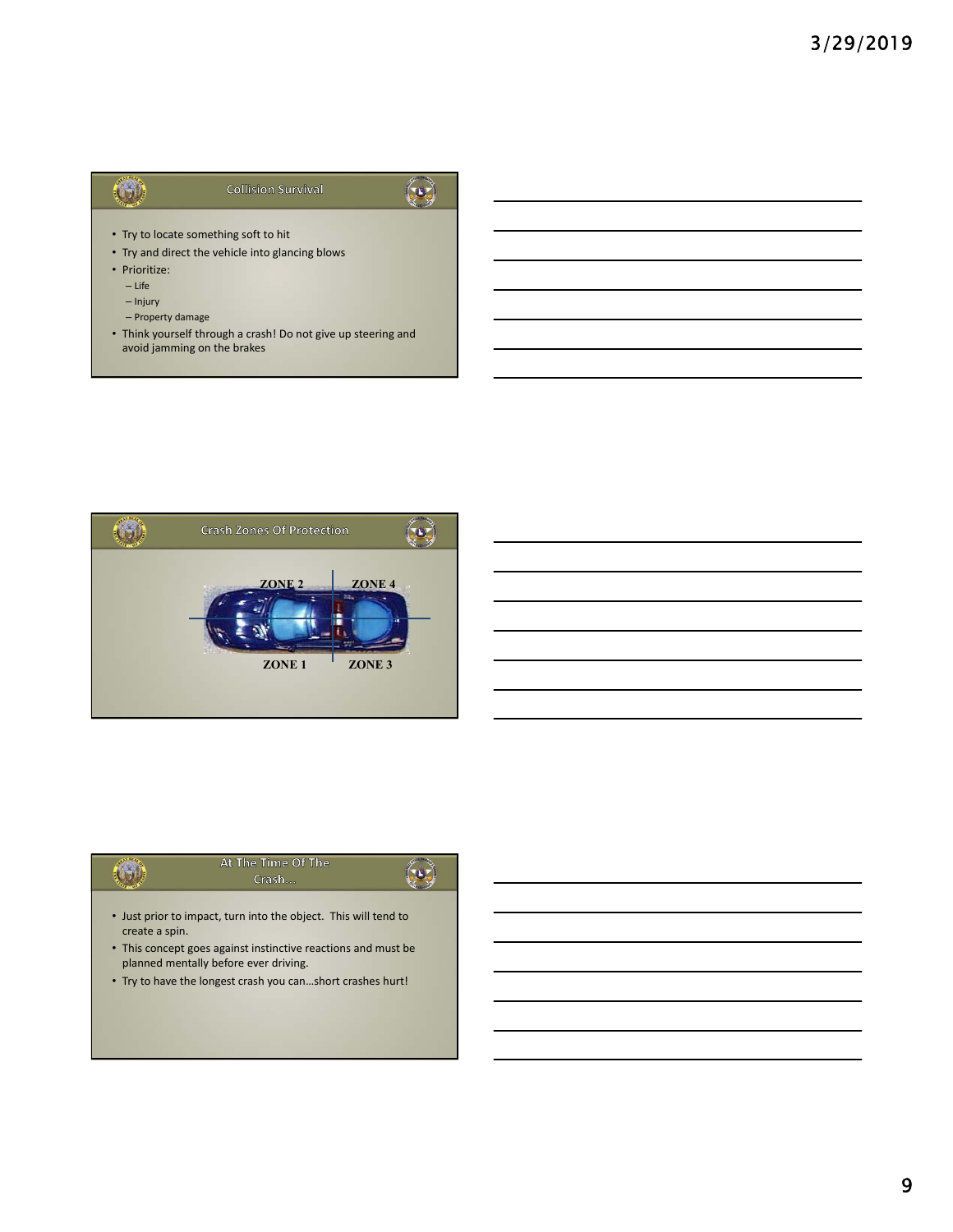## Collision Survival

- Try to locate something soft to hit
- Try and direct the vehicle into glancing blows
- Prioritize:
  - Life
  - Injury
  - Property damage
- Think yourself through a crash! Do not give up steering and avoid jamming on the brakes

## Crash Zones Of Protection

ZONE 2 | ZONE 4

ZONE 1 | ZONE 3

## At The Time Of The Crash…

- Just prior to impact, turn into the object. This will tend to create a spin.
- This concept goes against instinctive reactions and must be planned mentally before ever driving.
- Try to have the longest crash you can…short crashes hurt!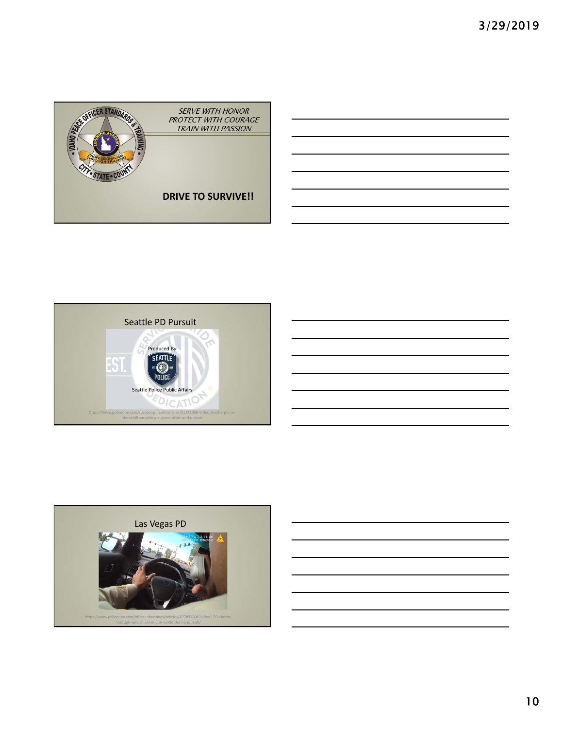SERVE WITH HONOR
PROTECT WITH COURAGE
TRAIN WITH PASSION

**DRIVE TO SURVIVE!!**

---

Seattle PD Pursuit

https://www.policeone.com/suspect-pursuit/articles/51221006-Video-Seattle-police-shoot-kill-carjacking-suspect-after-wild-pursuit

---

Las Vegas PD

https://www.policeone.com/officer-shootings/articles/477837006-Video-LEO-shoots-through-windshield-in-gun-battle-during-pursuit/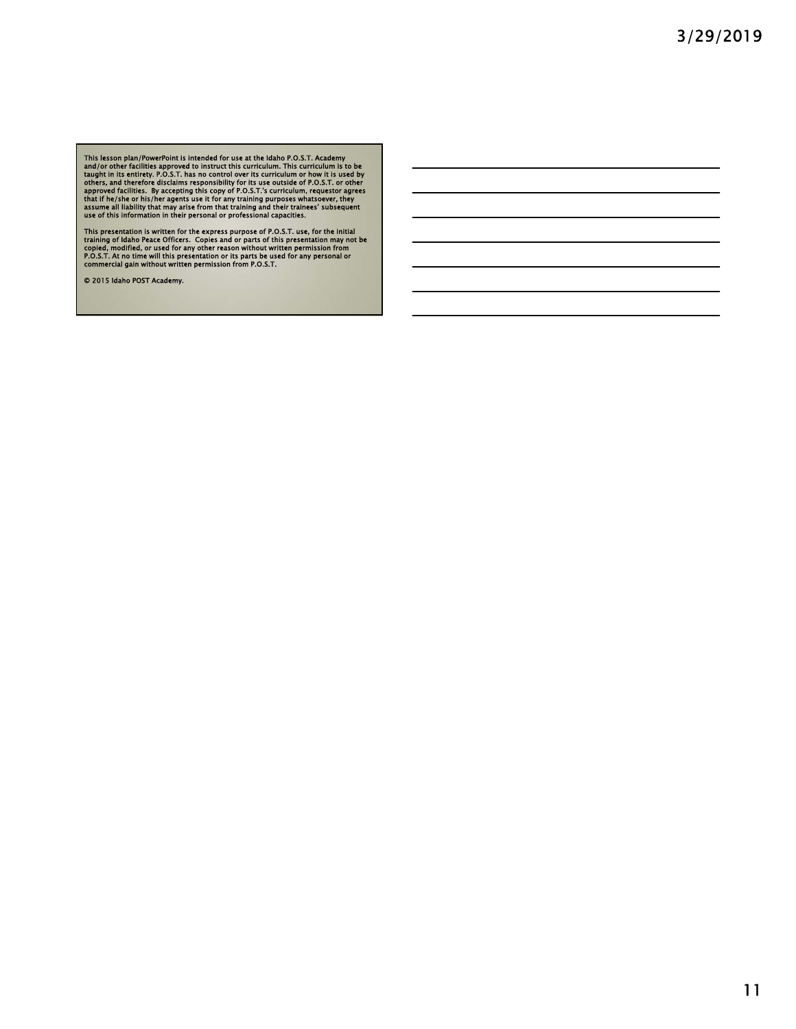This lesson plan/PowerPoint is intended for use at the Idaho P.O.S.T. Academy and/or other facilities approved to instruct this curriculum. This curriculum is to be taught in its entirety. P.O.S.T. has no control over its curriculum or how it is used by others, and therefore disclaims responsibility for its use outside of P.O.S.T. or other approved facilities. By accepting this copy of P.O.S.T.'s curriculum, requestor agrees that if he/she or his/her agents use it for any training purposes whatsoever, they assume all liability that may arise from that training and their trainees' subsequent use of this information in their personal or professional capacities.

This presentation is written for the express purpose of P.O.S.T. use, for the initial training of Idaho Peace Officers. Copies and or parts of this presentation may not be copied, modified, or used for any other reason without written permission from P.O.S.T. At no time will this presentation or its parts be used for any personal or commercial gain without written permission from P.O.S.T.

© 2015 Idaho POST Academy.